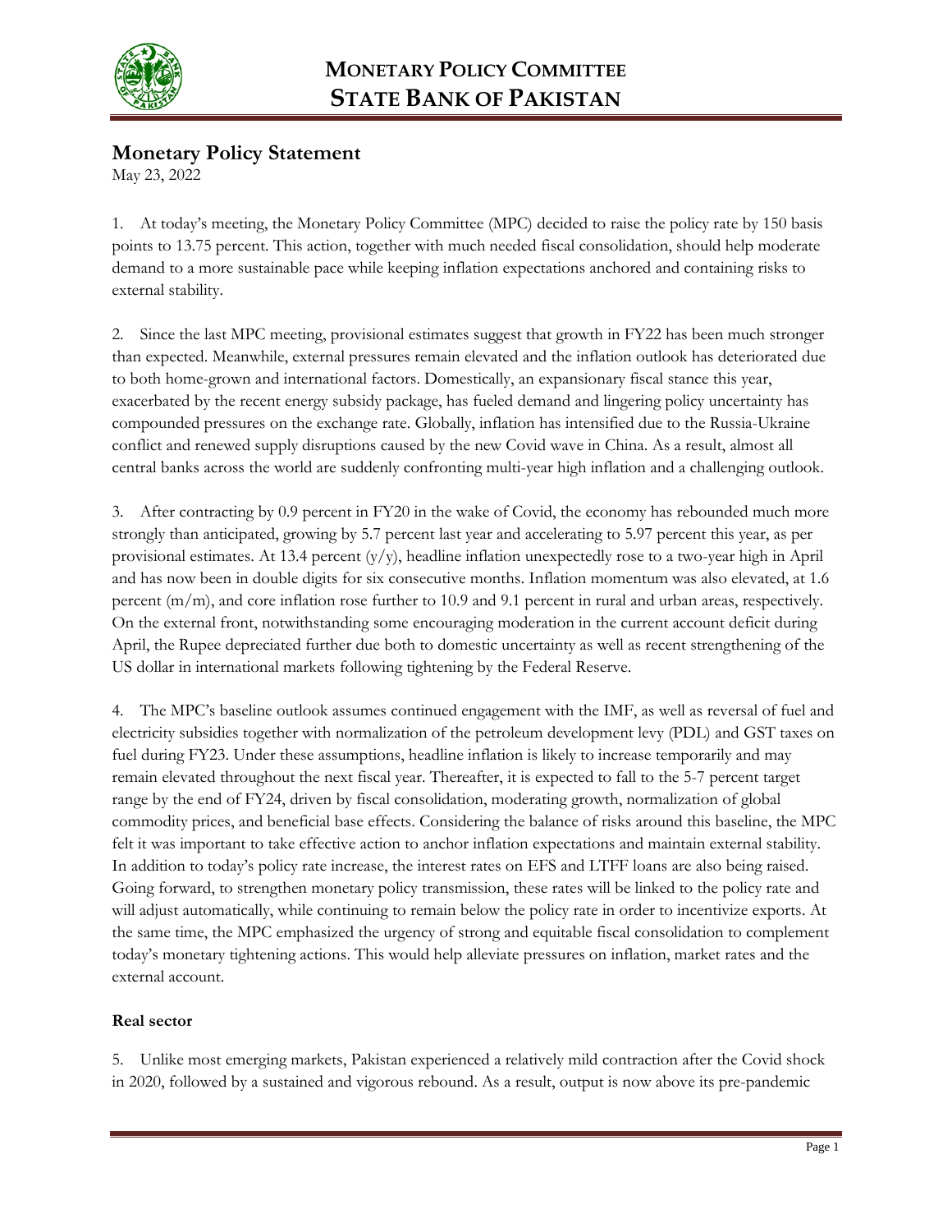# MONETARY POLICY COMMITTEE
# STATE BANK OF PAKISTAN

## Monetary Policy Statement

May 23, 2022

1. At today's meeting, the Monetary Policy Committee (MPC) decided to raise the policy rate by 150 basis points to 13.75 percent. This action, together with much needed fiscal consolidation, should help moderate demand to a more sustainable pace while keeping inflation expectations anchored and containing risks to external stability.

2. Since the last MPC meeting, provisional estimates suggest that growth in FY22 has been much stronger than expected. Meanwhile, external pressures remain elevated and the inflation outlook has deteriorated due to both home-grown and international factors. Domestically, an expansionary fiscal stance this year, exacerbated by the recent energy subsidy package, has fueled demand and lingering policy uncertainty has compounded pressures on the exchange rate. Globally, inflation has intensified due to the Russia-Ukraine conflict and renewed supply disruptions caused by the new Covid wave in China. As a result, almost all central banks across the world are suddenly confronting multi-year high inflation and a challenging outlook.

3. After contracting by 0.9 percent in FY20 in the wake of Covid, the economy has rebounded much more strongly than anticipated, growing by 5.7 percent last year and accelerating to 5.97 percent this year, as per provisional estimates. At 13.4 percent (y/y), headline inflation unexpectedly rose to a two-year high in April and has now been in double digits for six consecutive months. Inflation momentum was also elevated, at 1.6 percent (m/m), and core inflation rose further to 10.9 and 9.1 percent in rural and urban areas, respectively. On the external front, notwithstanding some encouraging moderation in the current account deficit during April, the Rupee depreciated further due both to domestic uncertainty as well as recent strengthening of the US dollar in international markets following tightening by the Federal Reserve.

4. The MPC's baseline outlook assumes continued engagement with the IMF, as well as reversal of fuel and electricity subsidies together with normalization of the petroleum development levy (PDL) and GST taxes on fuel during FY23. Under these assumptions, headline inflation is likely to increase temporarily and may remain elevated throughout the next fiscal year. Thereafter, it is expected to fall to the 5-7 percent target range by the end of FY24, driven by fiscal consolidation, moderating growth, normalization of global commodity prices, and beneficial base effects. Considering the balance of risks around this baseline, the MPC felt it was important to take effective action to anchor inflation expectations and maintain external stability. In addition to today's policy rate increase, the interest rates on EFS and LTFF loans are also being raised. Going forward, to strengthen monetary policy transmission, these rates will be linked to the policy rate and will adjust automatically, while continuing to remain below the policy rate in order to incentivize exports. At the same time, the MPC emphasized the urgency of strong and equitable fiscal consolidation to complement today's monetary tightening actions. This would help alleviate pressures on inflation, market rates and the external account.

### Real sector

5. Unlike most emerging markets, Pakistan experienced a relatively mild contraction after the Covid shock in 2020, followed by a sustained and vigorous rebound. As a result, output is now above its pre-pandemic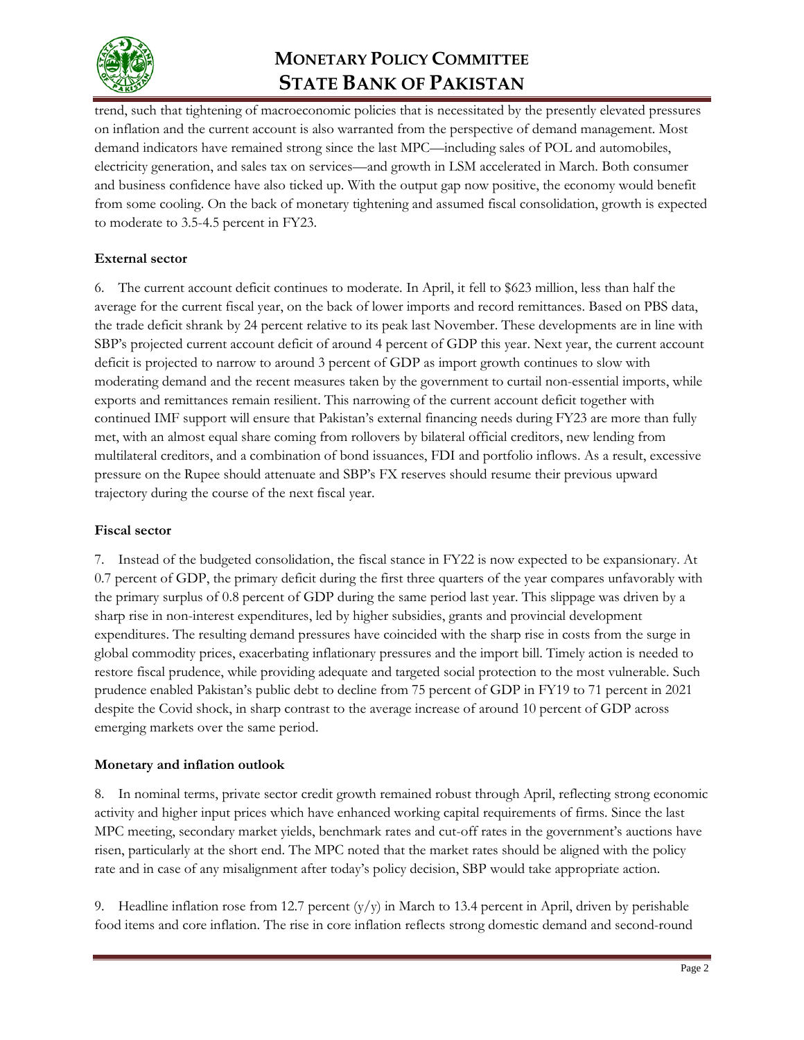trend, such that tightening of macroeconomic policies that is necessitated by the presently elevated pressures on inflation and the current account is also warranted from the perspective of demand management. Most demand indicators have remained strong since the last MPC—including sales of POL and automobiles, electricity generation, and sales tax on services—and growth in LSM accelerated in March. Both consumer and business confidence have also ticked up. With the output gap now positive, the economy would benefit from some cooling. On the back of monetary tightening and assumed fiscal consolidation, growth is expected to moderate to 3.5-4.5 percent in FY23.

**External sector**

6. The current account deficit continues to moderate. In April, it fell to \$623 million, less than half the average for the current fiscal year, on the back of lower imports and record remittances. Based on PBS data, the trade deficit shrank by 24 percent relative to its peak last November. These developments are in line with SBP's projected current account deficit of around 4 percent of GDP this year. Next year, the current account deficit is projected to narrow to around 3 percent of GDP as import growth continues to slow with moderating demand and the recent measures taken by the government to curtail non-essential imports, while exports and remittances remain resilient. This narrowing of the current account deficit together with continued IMF support will ensure that Pakistan's external financing needs during FY23 are more than fully met, with an almost equal share coming from rollovers by bilateral official creditors, new lending from multilateral creditors, and a combination of bond issuances, FDI and portfolio inflows. As a result, excessive pressure on the Rupee should attenuate and SBP's FX reserves should resume their previous upward trajectory during the course of the next fiscal year.

**Fiscal sector**

7. Instead of the budgeted consolidation, the fiscal stance in FY22 is now expected to be expansionary. At 0.7 percent of GDP, the primary deficit during the first three quarters of the year compares unfavorably with the primary surplus of 0.8 percent of GDP during the same period last year. This slippage was driven by a sharp rise in non-interest expenditures, led by higher subsidies, grants and provincial development expenditures. The resulting demand pressures have coincided with the sharp rise in costs from the surge in global commodity prices, exacerbating inflationary pressures and the import bill. Timely action is needed to restore fiscal prudence, while providing adequate and targeted social protection to the most vulnerable. Such prudence enabled Pakistan's public debt to decline from 75 percent of GDP in FY19 to 71 percent in 2021 despite the Covid shock, in sharp contrast to the average increase of around 10 percent of GDP across emerging markets over the same period.

**Monetary and inflation outlook**

8. In nominal terms, private sector credit growth remained robust through April, reflecting strong economic activity and higher input prices which have enhanced working capital requirements of firms. Since the last MPC meeting, secondary market yields, benchmark rates and cut-off rates in the government's auctions have risen, particularly at the short end. The MPC noted that the market rates should be aligned with the policy rate and in case of any misalignment after today's policy decision, SBP would take appropriate action.

9. Headline inflation rose from 12.7 percent (y/y) in March to 13.4 percent in April, driven by perishable food items and core inflation. The rise in core inflation reflects strong domestic demand and second-round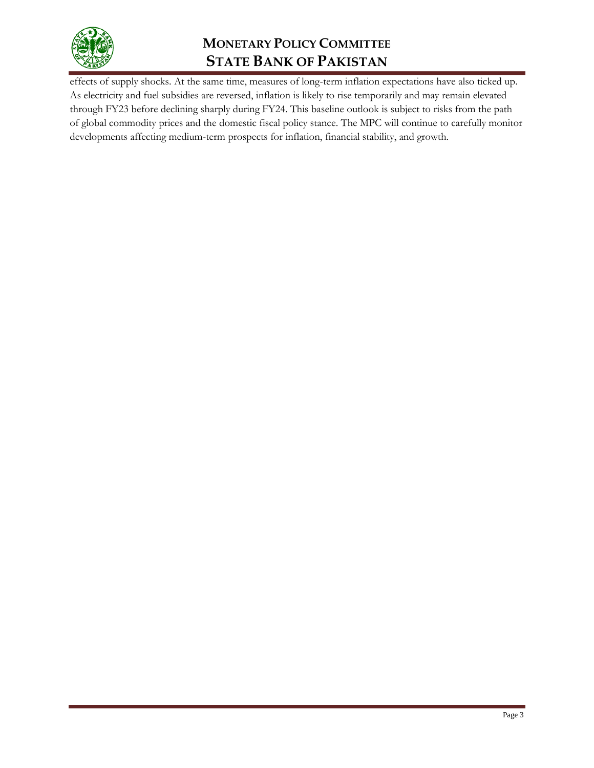effects of supply shocks. At the same time, measures of long-term inflation expectations have also ticked up. As electricity and fuel subsidies are reversed, inflation is likely to rise temporarily and may remain elevated through FY23 before declining sharply during FY24. This baseline outlook is subject to risks from the path of global commodity prices and the domestic fiscal policy stance. The MPC will continue to carefully monitor developments affecting medium-term prospects for inflation, financial stability, and growth.